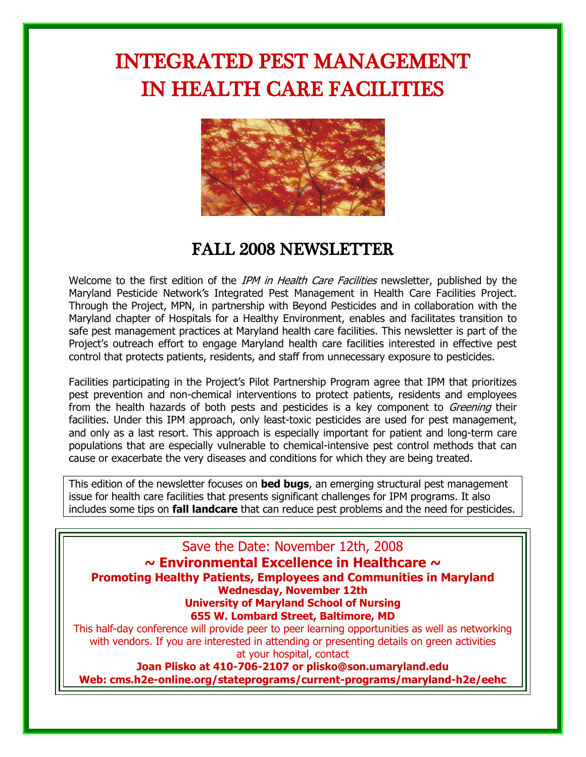# INTEGRATED PEST MANAGEMENT IN HEALTH CARE FACILITIES

## FALL 2008 NEWSLETTER

Welcome to the first edition of the *IPM in Health Care Facilities* newsletter, published by the Maryland Pesticide Network's Integrated Pest Management in Health Care Facilities Project. Through the Project, MPN, in partnership with Beyond Pesticides and in collaboration with the Maryland chapter of Hospitals for a Healthy Environment, enables and facilitates transition to safe pest management practices at Maryland health care facilities. This newsletter is part of the Project's outreach effort to engage Maryland health care facilities interested in effective pest control that protects patients, residents, and staff from unnecessary exposure to pesticides.

Facilities participating in the Project's Pilot Partnership Program agree that IPM that prioritizes pest prevention and non-chemical interventions to protect patients, residents and employees from the health hazards of both pests and pesticides is a key component to *Greening* their facilities. Under this IPM approach, only least-toxic pesticides are used for pest management, and only as a last resort. This approach is especially important for patient and long-term care populations that are especially vulnerable to chemical-intensive pest control methods that can cause or exacerbate the very diseases and conditions for which they are being treated.

This edition of the newsletter focuses on **bed bugs**, an emerging structural pest management issue for health care facilities that presents significant challenges for IPM programs. It also includes some tips on **fall landcare** that can reduce pest problems and the need for pesticides.

Save the Date: November 12th, 2008

**~ Environmental Excellence in Healthcare ~**

**Promoting Healthy Patients, Employees and Communities in Maryland**

**Wednesday, November 12th**

**University of Maryland School of Nursing**

**655 W. Lombard Street, Baltimore, MD**

This half-day conference will provide peer to peer learning opportunities as well as networking with vendors. If you are interested in attending or presenting details on green activities at your hospital, contact

**Joan Plisko at 410-706-2107 or plisko@son.umaryland.edu**

**Web: cms.h2e-online.org/stateprograms/current-programs/maryland-h2e/eehc**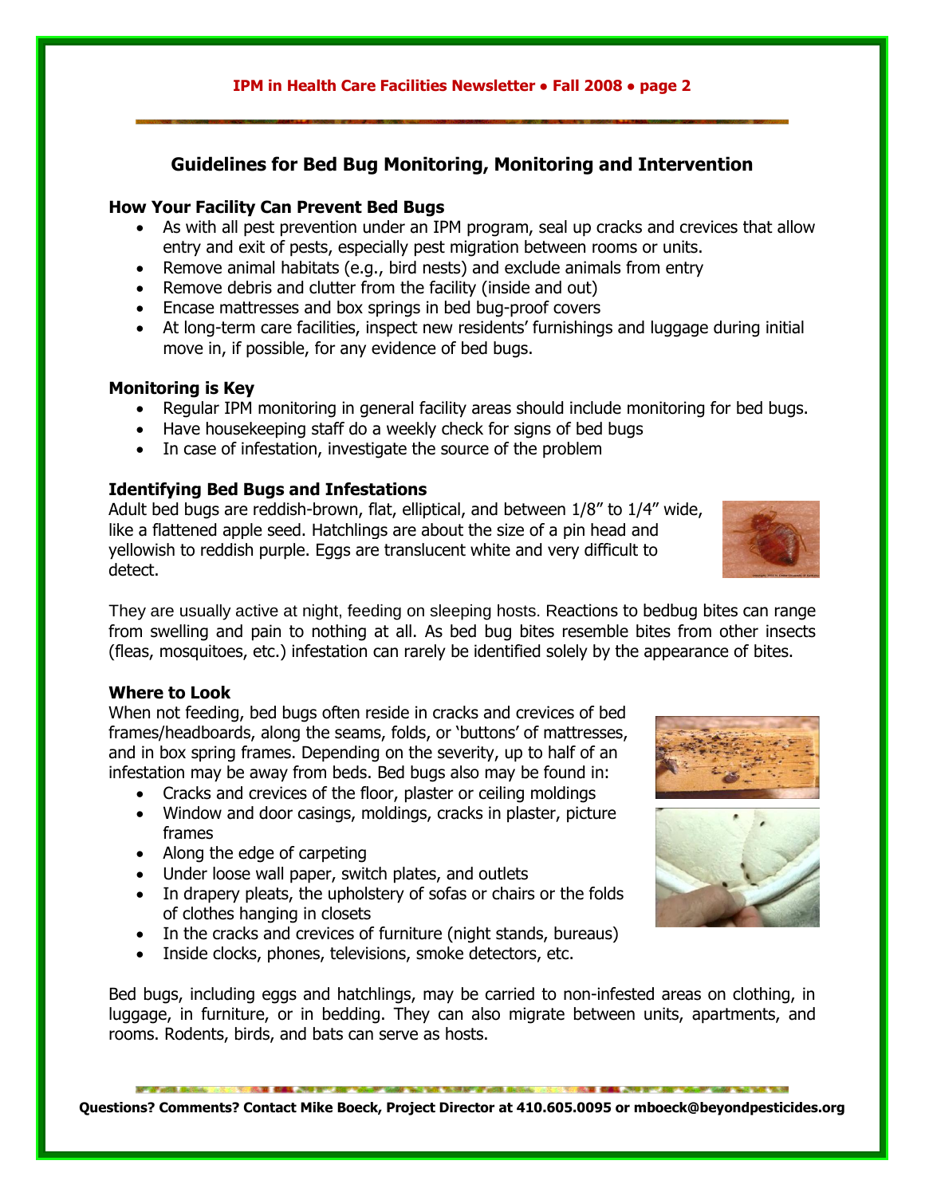## Guidelines for Bed Bug Monitoring, Monitoring and Intervention

### How Your Facility Can Prevent Bed Bugs

- As with all pest prevention under an IPM program, seal up cracks and crevices that allow entry and exit of pests, especially pest migration between rooms or units.
- Remove animal habitats (e.g., bird nests) and exclude animals from entry
- Remove debris and clutter from the facility (inside and out)
- Encase mattresses and box springs in bed bug-proof covers
- At long-term care facilities, inspect new residents' furnishings and luggage during initial move in, if possible, for any evidence of bed bugs.

### Monitoring is Key

- Regular IPM monitoring in general facility areas should include monitoring for bed bugs.
- Have housekeeping staff do a weekly check for signs of bed bugs
- In case of infestation, investigate the source of the problem

### Identifying Bed Bugs and Infestations

Adult bed bugs are reddish-brown, flat, elliptical, and between 1/8" to 1/4" wide, like a flattened apple seed. Hatchlings are about the size of a pin head and yellowish to reddish purple. Eggs are translucent white and very difficult to detect.

They are usually active at night, feeding on sleeping hosts. Reactions to bedbug bites can range from swelling and pain to nothing at all. As bed bug bites resemble bites from other insects (fleas, mosquitoes, etc.) infestation can rarely be identified solely by the appearance of bites.

### Where to Look

When not feeding, bed bugs often reside in cracks and crevices of bed frames/headboards, along the seams, folds, or 'buttons' of mattresses, and in box spring frames. Depending on the severity, up to half of an infestation may be away from beds. Bed bugs also may be found in:

- Cracks and crevices of the floor, plaster or ceiling moldings
- Window and door casings, moldings, cracks in plaster, picture frames
- Along the edge of carpeting
- Under loose wall paper, switch plates, and outlets
- In drapery pleats, the upholstery of sofas or chairs or the folds of clothes hanging in closets
- In the cracks and crevices of furniture (night stands, bureaus)
- Inside clocks, phones, televisions, smoke detectors, etc.

Bed bugs, including eggs and hatchlings, may be carried to non-infested areas on clothing, in luggage, in furniture, or in bedding. They can also migrate between units, apartments, and rooms. Rodents, birds, and bats can serve as hosts.

**Questions? Comments? Contact Mike Boeck, Project Director at 410.605.0095 or mboeck@beyondpesticides.org**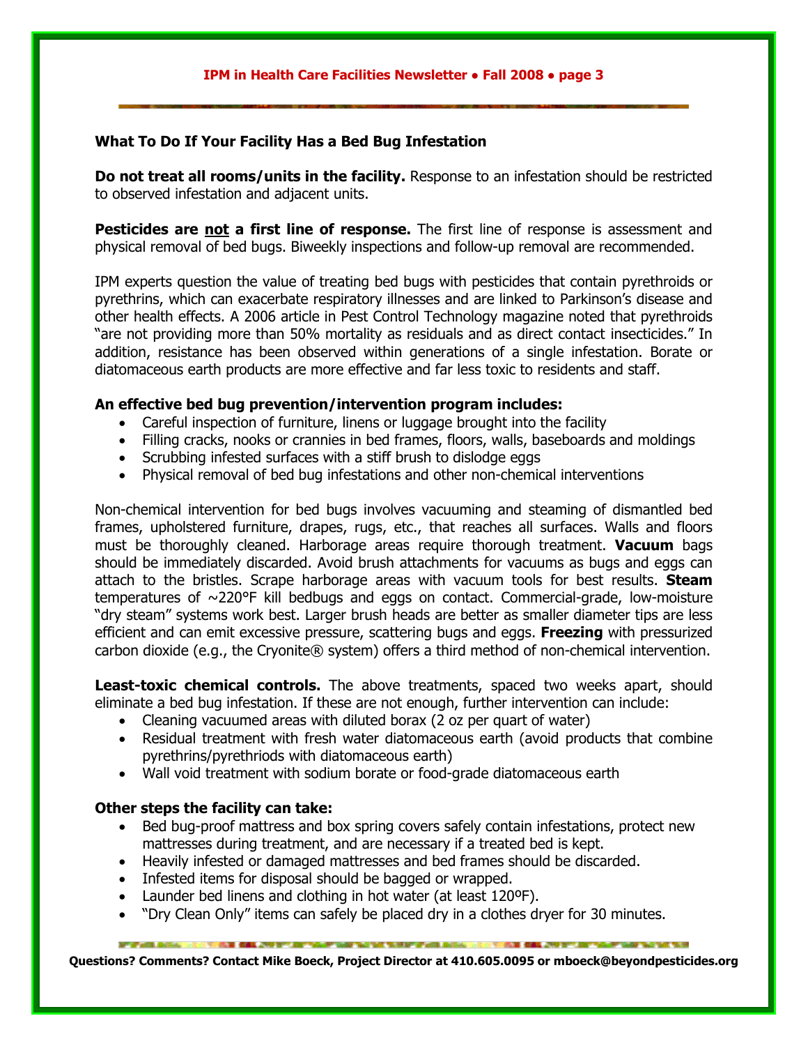## What To Do If Your Facility Has a Bed Bug Infestation

**Do not treat all rooms/units in the facility.** Response to an infestation should be restricted to observed infestation and adjacent units.

**Pesticides are <u>not</u> a first line of response.** The first line of response is assessment and physical removal of bed bugs. Biweekly inspections and follow-up removal are recommended.

IPM experts question the value of treating bed bugs with pesticides that contain pyrethroids or pyrethrins, which can exacerbate respiratory illnesses and are linked to Parkinson's disease and other health effects. A 2006 article in Pest Control Technology magazine noted that pyrethroids "are not providing more than 50% mortality as residuals and as direct contact insecticides." In addition, resistance has been observed within generations of a single infestation. Borate or diatomaceous earth products are more effective and far less toxic to residents and staff.

**An effective bed bug prevention/intervention program includes:**

- Careful inspection of furniture, linens or luggage brought into the facility
- Filling cracks, nooks or crannies in bed frames, floors, walls, baseboards and moldings
- Scrubbing infested surfaces with a stiff brush to dislodge eggs
- Physical removal of bed bug infestations and other non-chemical interventions

Non-chemical intervention for bed bugs involves vacuuming and steaming of dismantled bed frames, upholstered furniture, drapes, rugs, etc., that reaches all surfaces. Walls and floors must be thoroughly cleaned. Harborage areas require thorough treatment. **Vacuum** bags should be immediately discarded. Avoid brush attachments for vacuums as bugs and eggs can attach to the bristles. Scrape harborage areas with vacuum tools for best results. **Steam** temperatures of ~220°F kill bedbugs and eggs on contact. Commercial-grade, low-moisture "dry steam" systems work best. Larger brush heads are better as smaller diameter tips are less efficient and can emit excessive pressure, scattering bugs and eggs. **Freezing** with pressurized carbon dioxide (e.g., the Cryonite® system) offers a third method of non-chemical intervention.

**Least-toxic chemical controls.** The above treatments, spaced two weeks apart, should eliminate a bed bug infestation. If these are not enough, further intervention can include:

- Cleaning vacuumed areas with diluted borax (2 oz per quart of water)
- Residual treatment with fresh water diatomaceous earth (avoid products that combine pyrethrins/pyrethriods with diatomaceous earth)
- Wall void treatment with sodium borate or food-grade diatomaceous earth

**Other steps the facility can take:**

- Bed bug-proof mattress and box spring covers safely contain infestations, protect new mattresses during treatment, and are necessary if a treated bed is kept.
- Heavily infested or damaged mattresses and bed frames should be discarded.
- Infested items for disposal should be bagged or wrapped.
- Launder bed linens and clothing in hot water (at least 120ºF).
- "Dry Clean Only" items can safely be placed dry in a clothes dryer for 30 minutes.

**Questions? Comments? Contact Mike Boeck, Project Director at 410.605.0095 or mboeck@beyondpesticides.org**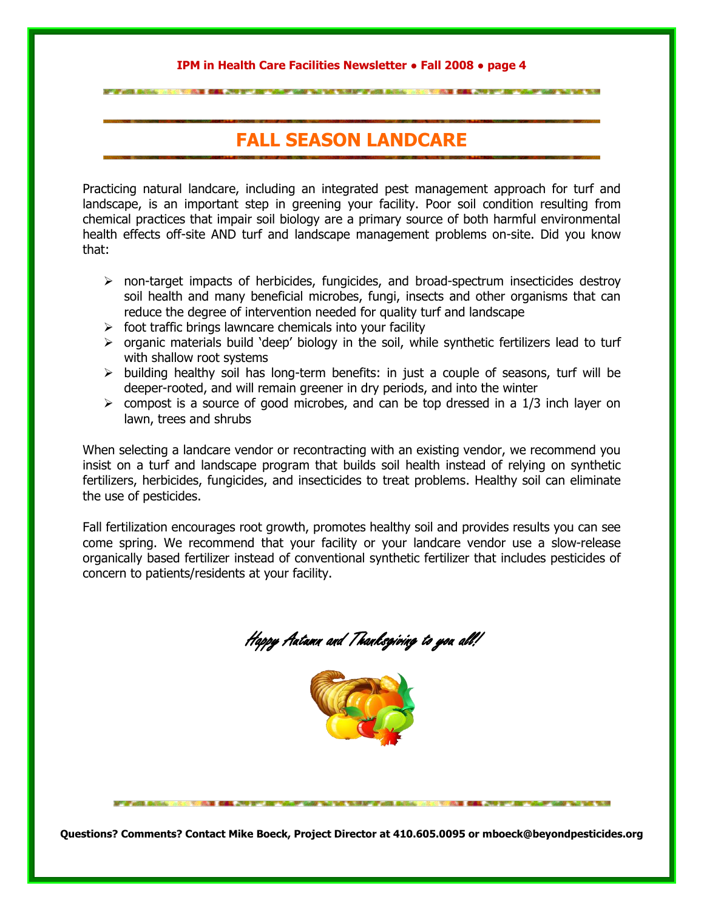# FALL SEASON LANDCARE

Practicing natural landcare, including an integrated pest management approach for turf and landscape, is an important step in greening your facility. Poor soil condition resulting from chemical practices that impair soil biology are a primary source of both harmful environmental health effects off-site AND turf and landscape management problems on-site. Did you know that:

- non-target impacts of herbicides, fungicides, and broad-spectrum insecticides destroy soil health and many beneficial microbes, fungi, insects and other organisms that can reduce the degree of intervention needed for quality turf and landscape
- foot traffic brings lawncare chemicals into your facility
- organic materials build 'deep' biology in the soil, while synthetic fertilizers lead to turf with shallow root systems
- building healthy soil has long-term benefits: in just a couple of seasons, turf will be deeper-rooted, and will remain greener in dry periods, and into the winter
- compost is a source of good microbes, and can be top dressed in a 1/3 inch layer on lawn, trees and shrubs

When selecting a landcare vendor or recontracting with an existing vendor, we recommend you insist on a turf and landscape program that builds soil health instead of relying on synthetic fertilizers, herbicides, fungicides, and insecticides to treat problems. Healthy soil can eliminate the use of pesticides.

Fall fertilization encourages root growth, promotes healthy soil and provides results you can see come spring. We recommend that your facility or your landcare vendor use a slow-release organically based fertilizer instead of conventional synthetic fertilizer that includes pesticides of concern to patients/residents at your facility.

*Happy Autumn and Thanksgiving to you all!*

**Questions? Comments? Contact Mike Boeck, Project Director at 410.605.0095 or mboeck@beyondpesticides.org**